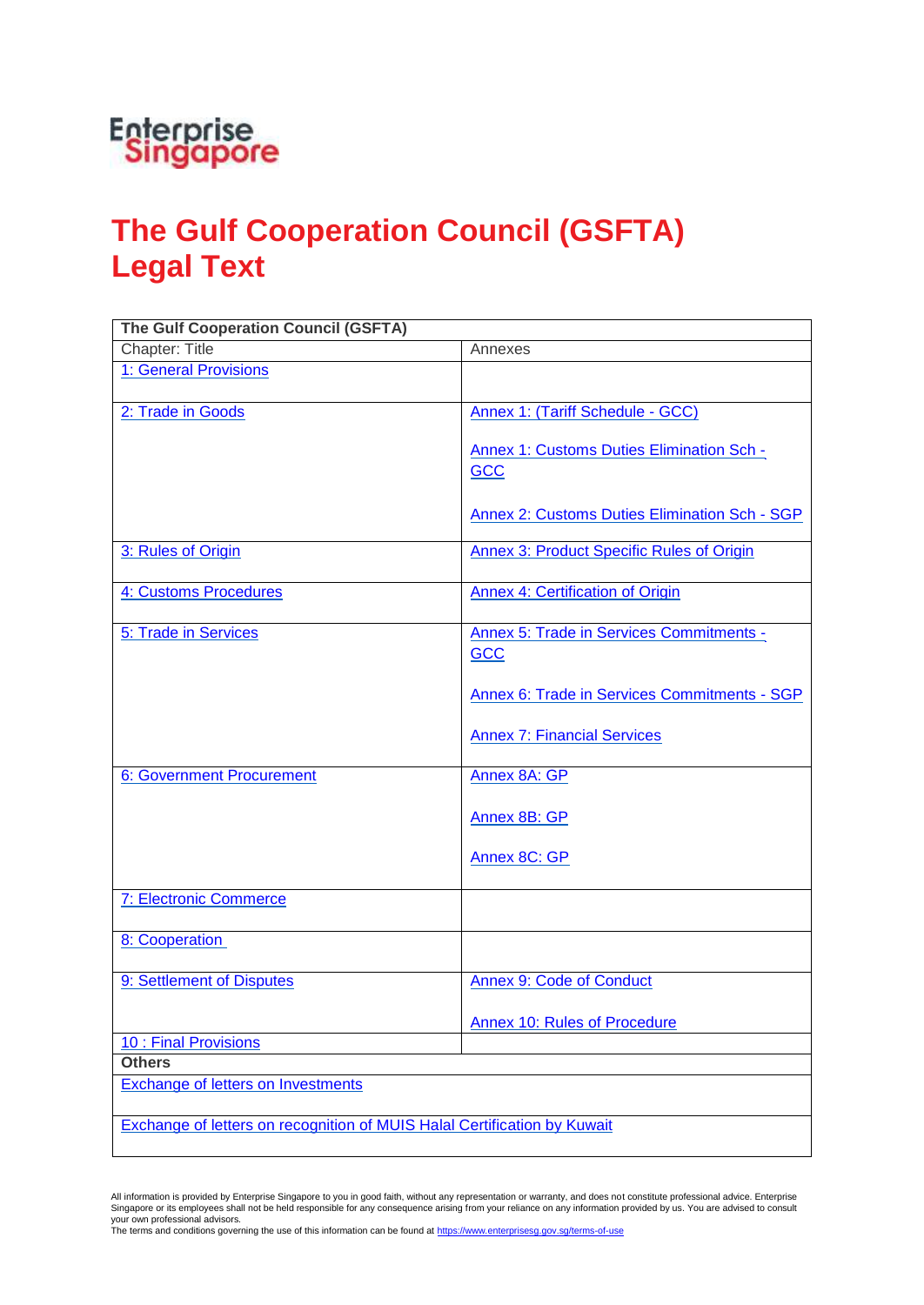Enterprise Singapore

# The Gulf Cooperation Council (GSFTA) Legal Text

| The Gulf Cooperation Council (GSFTA) | |
|---|---|
| Chapter: Title | Annexes |
| 1: General Provisions | |
| 2: Trade in Goods | Annex 1: (Tariff Schedule - GCC)<br><br>Annex 1: Customs Duties Elimination Sch - GCC<br><br>Annex 2: Customs Duties Elimination Sch - SGP |
| 3: Rules of Origin | Annex 3: Product Specific Rules of Origin |
| 4: Customs Procedures | Annex 4: Certification of Origin |
| 5: Trade in Services | Annex 5: Trade in Services Commitments - GCC<br><br>Annex 6: Trade in Services Commitments - SGP<br><br>Annex 7: Financial Services |
| 6: Government Procurement | Annex 8A: GP<br><br>Annex 8B: GP<br><br>Annex 8C: GP |
| 7: Electronic Commerce | |
| 8: Cooperation | |
| 9: Settlement of Disputes | Annex 9: Code of Conduct<br><br>Annex 10: Rules of Procedure |
| 10 : Final Provisions | |
| **Others** | |
| Exchange of letters on Investments | |
| Exchange of letters on recognition of MUIS Halal Certification by Kuwait | |

All information is provided by Enterprise Singapore to you in good faith, without any representation or warranty, and does not constitute professional advice. Enterprise Singapore or its employees shall not be held responsible for any consequence arising from your reliance on any information provided by us. You are advised to consult your own professional advisors.
The terms and conditions governing the use of this information can be found at https://www.enterprisesg.gov.sg/terms-of-use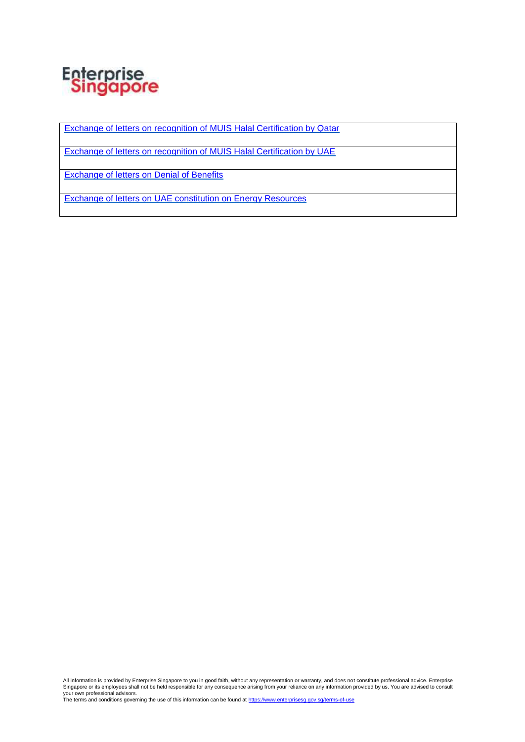| |
|---|
| Exchange of letters on recognition of MUIS Halal Certification by Qatar |
| Exchange of letters on recognition of MUIS Halal Certification by UAE |
| Exchange of letters on Denial of Benefits |
| Exchange of letters on UAE constitution on Energy Resources |

All information is provided by Enterprise Singapore to you in good faith, without any representation or warranty, and does not constitute professional advice. Enterprise Singapore or its employees shall not be held responsible for any consequence arising from your reliance on any information provided by us. You are advised to consult your own professional advisors.
The terms and conditions governing the use of this information can be found at https://www.enterprisesg.gov.sg/terms-of-use